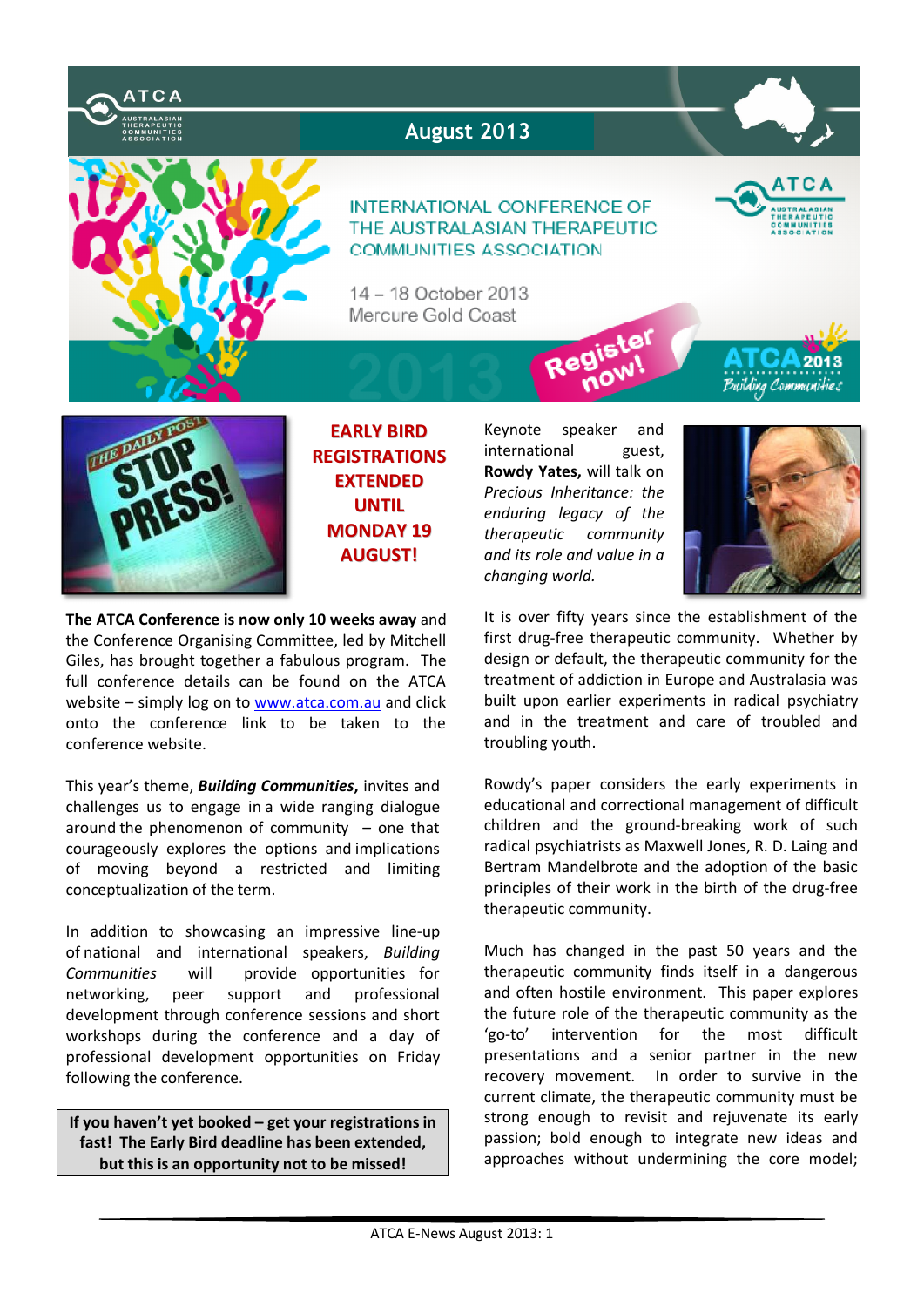ATCA

AUSTRALASIAN THERAPEUTIC COMMUNITIES ASSOCIATION

# August 2013

INTERNATIONAL CONFERENCE OF THE AUSTRALASIAN THERAPEUTIC COMMUNITIES ASSOCIATION

14 – 18 October 2013
Mercure Gold Coast

Register now!

ATCA 2013 Building Communities

## EARLY BIRD REGISTRATIONS EXTENDED UNTIL MONDAY 19 AUGUST!

**The ATCA Conference is now only 10 weeks away** and the Conference Organising Committee, led by Mitchell Giles, has brought together a fabulous program. The full conference details can be found on the ATCA website – simply log on to www.atca.com.au and click onto the conference link to be taken to the conference website.

This year's theme, ***Building Communities***, invites and challenges us to engage in a wide ranging dialogue around the phenomenon of community – one that courageously explores the options and implications of moving beyond a restricted and limiting conceptualization of the term.

In addition to showcasing an impressive line-up of national and international speakers, *Building Communities* will provide opportunities for networking, peer support and professional development through conference sessions and short workshops during the conference and a day of professional development opportunities on Friday following the conference.

**If you haven't yet booked – get your registrations in fast! The Early Bird deadline has been extended, but this is an opportunity not to be missed!**

Keynote speaker and international guest, **Rowdy Yates,** will talk on *Precious Inheritance: the enduring legacy of the therapeutic community and its role and value in a changing world.*

It is over fifty years since the establishment of the first drug-free therapeutic community. Whether by design or default, the therapeutic community for the treatment of addiction in Europe and Australasia was built upon earlier experiments in radical psychiatry and in the treatment and care of troubled and troubling youth.

Rowdy's paper considers the early experiments in educational and correctional management of difficult children and the ground-breaking work of such radical psychiatrists as Maxwell Jones, R. D. Laing and Bertram Mandelbrote and the adoption of the basic principles of their work in the birth of the drug-free therapeutic community.

Much has changed in the past 50 years and the therapeutic community finds itself in a dangerous and often hostile environment. This paper explores the future role of the therapeutic community as the 'go-to' intervention for the most difficult presentations and a senior partner in the new recovery movement. In order to survive in the current climate, the therapeutic community must be strong enough to revisit and rejuvenate its early passion; bold enough to integrate new ideas and approaches without undermining the core model;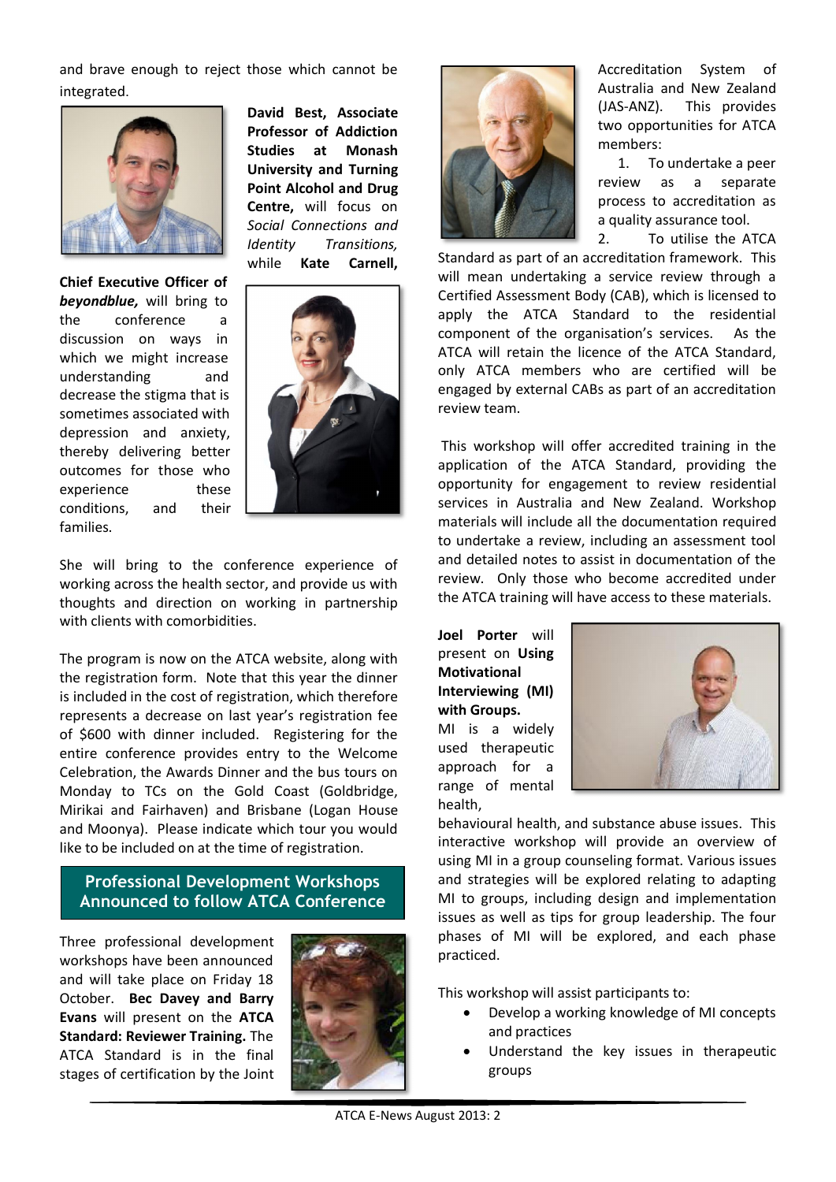and brave enough to reject those which cannot be integrated.

**David Best, Associate Professor of Addiction Studies at Monash University and Turning Point Alcohol and Drug Centre,** will focus on *Social Connections and Identity Transitions,* while **Kate Carnell, Chief Executive Officer of *beyondblue,*** will bring to the conference a discussion on ways in which we might increase understanding and decrease the stigma that is sometimes associated with depression and anxiety, thereby delivering better outcomes for those who experience these conditions, and their families.

She will bring to the conference experience of working across the health sector, and provide us with thoughts and direction on working in partnership with clients with comorbidities.

The program is now on the ATCA website, along with the registration form. Note that this year the dinner is included in the cost of registration, which therefore represents a decrease on last year's registration fee of $600 with dinner included. Registering for the entire conference provides entry to the Welcome Celebration, the Awards Dinner and the bus tours on Monday to TCs on the Gold Coast (Goldbridge, Mirikai and Fairhaven) and Brisbane (Logan House and Moonya). Please indicate which tour you would like to be included on at the time of registration.

## Professional Development Workshops Announced to follow ATCA Conference

Three professional development workshops have been announced and will take place on Friday 18 October. **Bec Davey and Barry Evans** will present on the **ATCA Standard: Reviewer Training.** The ATCA Standard is in the final stages of certification by the Joint Accreditation System of Australia and New Zealand (JAS-ANZ). This provides two opportunities for ATCA members:

1. To undertake a peer review as a separate process to accreditation as a quality assurance tool.
2. To utilise the ATCA Standard as part of an accreditation framework. This will mean undertaking a service review through a Certified Assessment Body (CAB), which is licensed to apply the ATCA Standard to the residential component of the organisation's services. As the ATCA will retain the licence of the ATCA Standard, only ATCA members who are certified will be engaged by external CABs as part of an accreditation review team.

This workshop will offer accredited training in the application of the ATCA Standard, providing the opportunity for engagement to review residential services in Australia and New Zealand. Workshop materials will include all the documentation required to undertake a review, including an assessment tool and detailed notes to assist in documentation of the review. Only those who become accredited under the ATCA training will have access to these materials.

**Joel Porter** will present on **Using Motivational Interviewing (MI) with Groups.** MI is a widely used therapeutic approach for a range of mental health, behavioural health, and substance abuse issues. This interactive workshop will provide an overview of using MI in a group counseling format. Various issues and strategies will be explored relating to adapting MI to groups, including design and implementation issues as well as tips for group leadership. The four phases of MI will be explored, and each phase practiced.

This workshop will assist participants to:

- Develop a working knowledge of MI concepts and practices
- Understand the key issues in therapeutic groups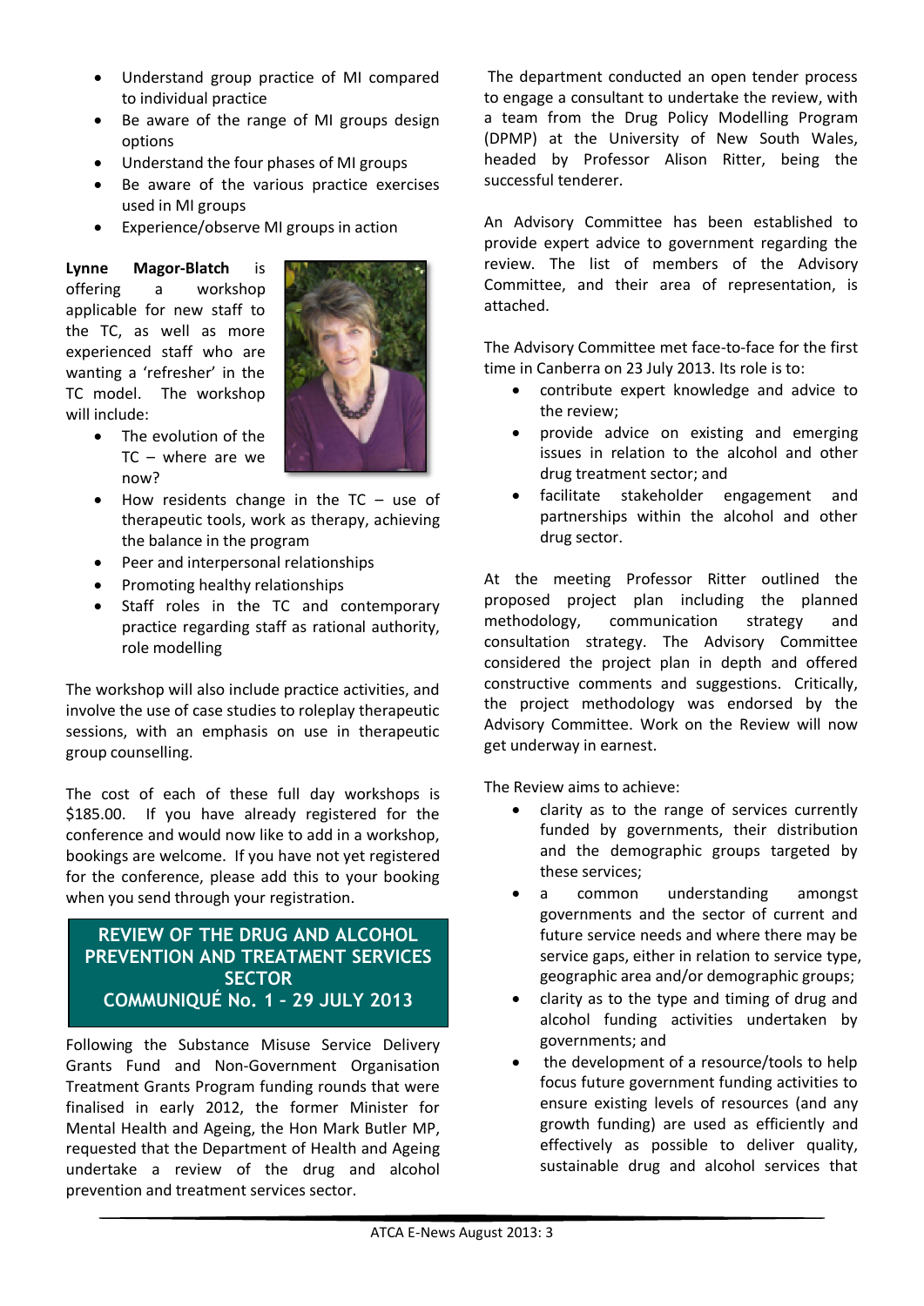- Understand group practice of MI compared to individual practice
- Be aware of the range of MI groups design options
- Understand the four phases of MI groups
- Be aware of the various practice exercises used in MI groups
- Experience/observe MI groups in action

**Lynne Magor-Blatch** is offering a workshop applicable for new staff to the TC, as well as more experienced staff who are wanting a 'refresher' in the TC model. The workshop will include:

- The evolution of the TC – where are we now?
- How residents change in the TC – use of therapeutic tools, work as therapy, achieving the balance in the program
- Peer and interpersonal relationships
- Promoting healthy relationships
- Staff roles in the TC and contemporary practice regarding staff as rational authority, role modelling

The workshop will also include practice activities, and involve the use of case studies to roleplay therapeutic sessions, with an emphasis on use in therapeutic group counselling.

The cost of each of these full day workshops is $185.00. If you have already registered for the conference and would now like to add in a workshop, bookings are welcome. If you have not yet registered for the conference, please add this to your booking when you send through your registration.

## REVIEW OF THE DRUG AND ALCOHOL PREVENTION AND TREATMENT SERVICES SECTOR COMMUNIQUÉ No. 1 - 29 JULY 2013

Following the Substance Misuse Service Delivery Grants Fund and Non-Government Organisation Treatment Grants Program funding rounds that were finalised in early 2012, the former Minister for Mental Health and Ageing, the Hon Mark Butler MP, requested that the Department of Health and Ageing undertake a review of the drug and alcohol prevention and treatment services sector.

The department conducted an open tender process to engage a consultant to undertake the review, with a team from the Drug Policy Modelling Program (DPMP) at the University of New South Wales, headed by Professor Alison Ritter, being the successful tenderer.

An Advisory Committee has been established to provide expert advice to government regarding the review. The list of members of the Advisory Committee, and their area of representation, is attached.

The Advisory Committee met face-to-face for the first time in Canberra on 23 July 2013. Its role is to:

- contribute expert knowledge and advice to the review;
- provide advice on existing and emerging issues in relation to the alcohol and other drug treatment sector; and
- facilitate stakeholder engagement and partnerships within the alcohol and other drug sector.

At the meeting Professor Ritter outlined the proposed project plan including the planned methodology, communication strategy and consultation strategy. The Advisory Committee considered the project plan in depth and offered constructive comments and suggestions. Critically, the project methodology was endorsed by the Advisory Committee. Work on the Review will now get underway in earnest.

The Review aims to achieve:

- clarity as to the range of services currently funded by governments, their distribution and the demographic groups targeted by these services;
- a common understanding amongst governments and the sector of current and future service needs and where there may be service gaps, either in relation to service type, geographic area and/or demographic groups;
- clarity as to the type and timing of drug and alcohol funding activities undertaken by governments; and
- the development of a resource/tools to help focus future government funding activities to ensure existing levels of resources (and any growth funding) are used as efficiently and effectively as possible to deliver quality, sustainable drug and alcohol services that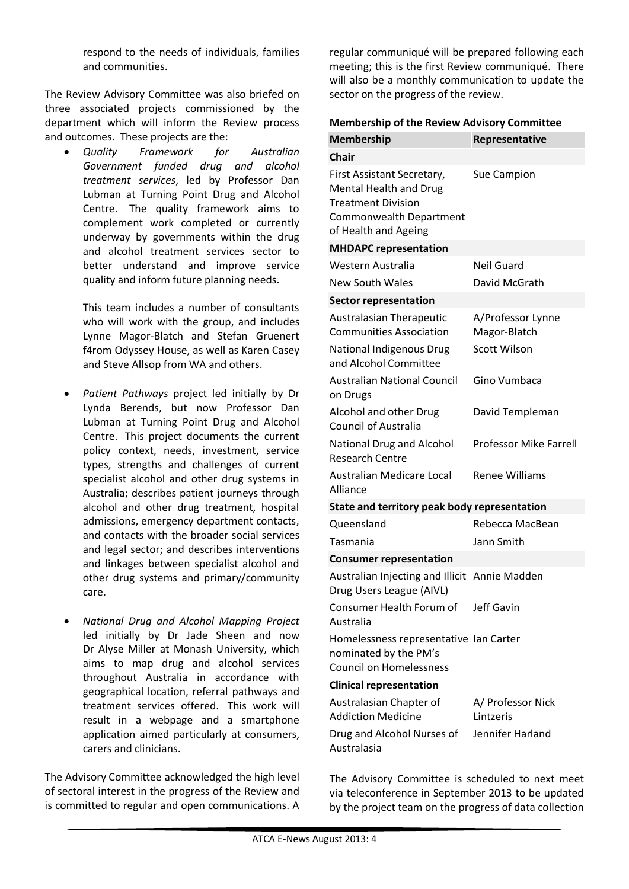respond to the needs of individuals, families and communities.

The Review Advisory Committee was also briefed on three associated projects commissioned by the department which will inform the Review process and outcomes. These projects are the:

- *Quality Framework for Australian Government funded drug and alcohol treatment services*, led by Professor Dan Lubman at Turning Point Drug and Alcohol Centre. The quality framework aims to complement work completed or currently underway by governments within the drug and alcohol treatment services sector to better understand and improve service quality and inform future planning needs.

  This team includes a number of consultants who will work with the group, and includes Lynne Magor-Blatch and Stefan Gruenert f4rom Odyssey House, as well as Karen Casey and Steve Allsop from WA and others.

- *Patient Pathways* project led initially by Dr Lynda Berends, but now Professor Dan Lubman at Turning Point Drug and Alcohol Centre. This project documents the current policy context, needs, investment, service types, strengths and challenges of current specialist alcohol and other drug systems in Australia; describes patient journeys through alcohol and other drug treatment, hospital admissions, emergency department contacts, and contacts with the broader social services and legal sector; and describes interventions and linkages between specialist alcohol and other drug systems and primary/community care.

- *National Drug and Alcohol Mapping Project* led initially by Dr Jade Sheen and now Dr Alyse Miller at Monash University, which aims to map drug and alcohol services throughout Australia in accordance with geographical location, referral pathways and treatment services offered. This work will result in a webpage and a smartphone application aimed particularly at consumers, carers and clinicians.

The Advisory Committee acknowledged the high level of sectoral interest in the progress of the Review and is committed to regular and open communications. A regular communiqué will be prepared following each meeting; this is the first Review communiqué. There will also be a monthly communication to update the sector on the progress of the review.

**Membership of the Review Advisory Committee**

| Membership | Representative |
|---|---|
| **Chair** | |
| First Assistant Secretary, Mental Health and Drug Treatment Division Commonwealth Department of Health and Ageing | Sue Campion |
| **MHDAPC representation** | |
| Western Australia | Neil Guard |
| New South Wales | David McGrath |
| **Sector representation** | |
| Australasian Therapeutic Communities Association | A/Professor Lynne Magor-Blatch |
| National Indigenous Drug and Alcohol Committee | Scott Wilson |
| Australian National Council on Drugs | Gino Vumbaca |
| Alcohol and other Drug Council of Australia | David Templeman |
| National Drug and Alcohol Research Centre | Professor Mike Farrell |
| Australian Medicare Local Alliance | Renee Williams |
| **State and territory peak body representation** | |
| Queensland | Rebecca MacBean |
| Tasmania | Jann Smith |
| **Consumer representation** | |
| Australian Injecting and Illicit Drug Users League (AIVL) | Annie Madden |
| Consumer Health Forum of Australia | Jeff Gavin |
| Homelessness representative nominated by the PM's Council on Homelessness | Ian Carter |
| **Clinical representation** | |
| Australasian Chapter of Addiction Medicine | A/ Professor Nick Lintzeris |
| Drug and Alcohol Nurses of Australasia | Jennifer Harland |

The Advisory Committee is scheduled to next meet via teleconference in September 2013 to be updated by the project team on the progress of data collection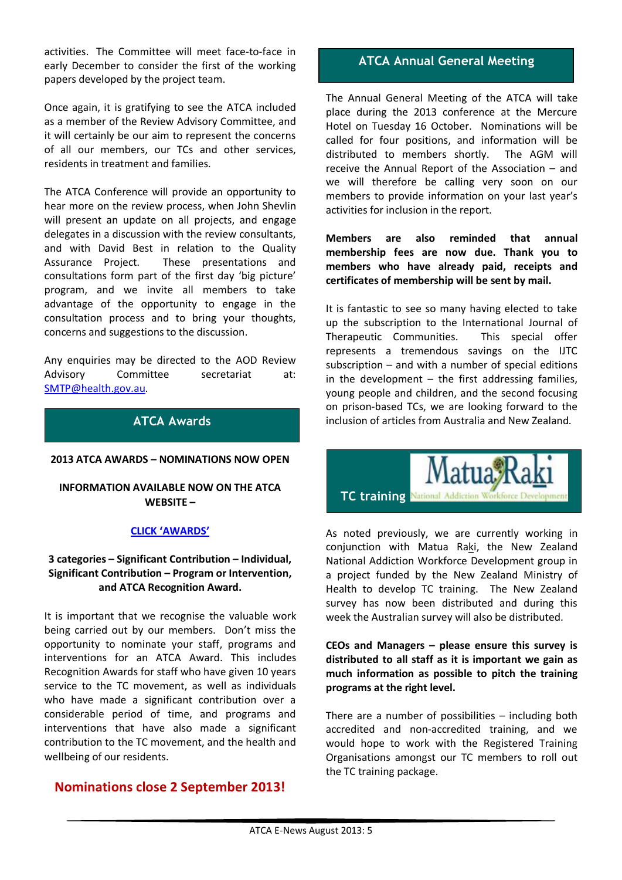activities. The Committee will meet face-to-face in early December to consider the first of the working papers developed by the project team.

Once again, it is gratifying to see the ATCA included as a member of the Review Advisory Committee, and it will certainly be our aim to represent the concerns of all our members, our TCs and other services, residents in treatment and families.

The ATCA Conference will provide an opportunity to hear more on the review process, when John Shevlin will present an update on all projects, and engage delegates in a discussion with the review consultants, and with David Best in relation to the Quality Assurance Project. These presentations and consultations form part of the first day 'big picture' program, and we invite all members to take advantage of the opportunity to engage in the consultation process and to bring your thoughts, concerns and suggestions to the discussion.

Any enquiries may be directed to the AOD Review Advisory Committee secretariat at: SMTP@health.gov.au.

## ATCA Awards

**2013 ATCA AWARDS – NOMINATIONS NOW OPEN**

**INFORMATION AVAILABLE NOW ON THE ATCA WEBSITE –**

**CLICK 'AWARDS'**

**3 categories – Significant Contribution – Individual, Significant Contribution – Program or Intervention, and ATCA Recognition Award.**

It is important that we recognise the valuable work being carried out by our members. Don't miss the opportunity to nominate your staff, programs and interventions for an ATCA Award. This includes Recognition Awards for staff who have given 10 years service to the TC movement, as well as individuals who have made a significant contribution over a considerable period of time, and programs and interventions that have also made a significant contribution to the TC movement, and the health and wellbeing of our residents.

**Nominations close 2 September 2013!**

## ATCA Annual General Meeting

The Annual General Meeting of the ATCA will take place during the 2013 conference at the Mercure Hotel on Tuesday 16 October. Nominations will be called for four positions, and information will be distributed to members shortly. The AGM will receive the Annual Report of the Association – and we will therefore be calling very soon on our members to provide information on your last year's activities for inclusion in the report.

**Members are also reminded that annual membership fees are now due. Thank you to members who have already paid, receipts and certificates of membership will be sent by mail.**

It is fantastic to see so many having elected to take up the subscription to the International Journal of Therapeutic Communities. This special offer represents a tremendous savings on the IJTC subscription – and with a number of special editions in the development – the first addressing families, young people and children, and the second focusing on prison-based TCs, we are looking forward to the inclusion of articles from Australia and New Zealand.

## TC training

Matua Raki National Addiction Workforce Development

As noted previously, we are currently working in conjunction with Matua Raki, the New Zealand National Addiction Workforce Development group in a project funded by the New Zealand Ministry of Health to develop TC training. The New Zealand survey has now been distributed and during this week the Australian survey will also be distributed.

**CEOs and Managers – please ensure this survey is distributed to all staff as it is important we gain as much information as possible to pitch the training programs at the right level.**

There are a number of possibilities – including both accredited and non-accredited training, and we would hope to work with the Registered Training Organisations amongst our TC members to roll out the TC training package.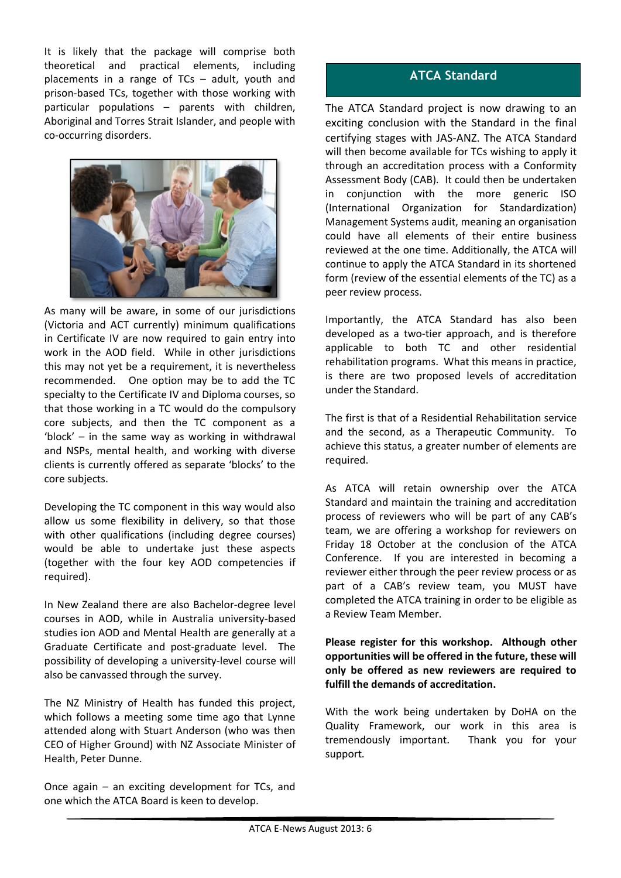It is likely that the package will comprise both theoretical and practical elements, including placements in a range of TCs – adult, youth and prison-based TCs, together with those working with particular populations – parents with children, Aboriginal and Torres Strait Islander, and people with co-occurring disorders.

As many will be aware, in some of our jurisdictions (Victoria and ACT currently) minimum qualifications in Certificate IV are now required to gain entry into work in the AOD field. While in other jurisdictions this may not yet be a requirement, it is nevertheless recommended. One option may be to add the TC specialty to the Certificate IV and Diploma courses, so that those working in a TC would do the compulsory core subjects, and then the TC component as a 'block' – in the same way as working in withdrawal and NSPs, mental health, and working with diverse clients is currently offered as separate 'blocks' to the core subjects.

Developing the TC component in this way would also allow us some flexibility in delivery, so that those with other qualifications (including degree courses) would be able to undertake just these aspects (together with the four key AOD competencies if required).

In New Zealand there are also Bachelor-degree level courses in AOD, while in Australia university-based studies ion AOD and Mental Health are generally at a Graduate Certificate and post-graduate level. The possibility of developing a university-level course will also be canvassed through the survey.

The NZ Ministry of Health has funded this project, which follows a meeting some time ago that Lynne attended along with Stuart Anderson (who was then CEO of Higher Ground) with NZ Associate Minister of Health, Peter Dunne.

Once again – an exciting development for TCs, and one which the ATCA Board is keen to develop.

## ATCA Standard

The ATCA Standard project is now drawing to an exciting conclusion with the Standard in the final certifying stages with JAS-ANZ. The ATCA Standard will then become available for TCs wishing to apply it through an accreditation process with a Conformity Assessment Body (CAB). It could then be undertaken in conjunction with the more generic ISO (International Organization for Standardization) Management Systems audit, meaning an organisation could have all elements of their entire business reviewed at the one time. Additionally, the ATCA will continue to apply the ATCA Standard in its shortened form (review of the essential elements of the TC) as a peer review process.

Importantly, the ATCA Standard has also been developed as a two-tier approach, and is therefore applicable to both TC and other residential rehabilitation programs. What this means in practice, is there are two proposed levels of accreditation under the Standard.

The first is that of a Residential Rehabilitation service and the second, as a Therapeutic Community. To achieve this status, a greater number of elements are required.

As ATCA will retain ownership over the ATCA Standard and maintain the training and accreditation process of reviewers who will be part of any CAB's team, we are offering a workshop for reviewers on Friday 18 October at the conclusion of the ATCA Conference. If you are interested in becoming a reviewer either through the peer review process or as part of a CAB's review team, you MUST have completed the ATCA training in order to be eligible as a Review Team Member.

**Please register for this workshop. Although other opportunities will be offered in the future, these will only be offered as new reviewers are required to fulfill the demands of accreditation.**

With the work being undertaken by DoHA on the Quality Framework, our work in this area is tremendously important. Thank you for your support.